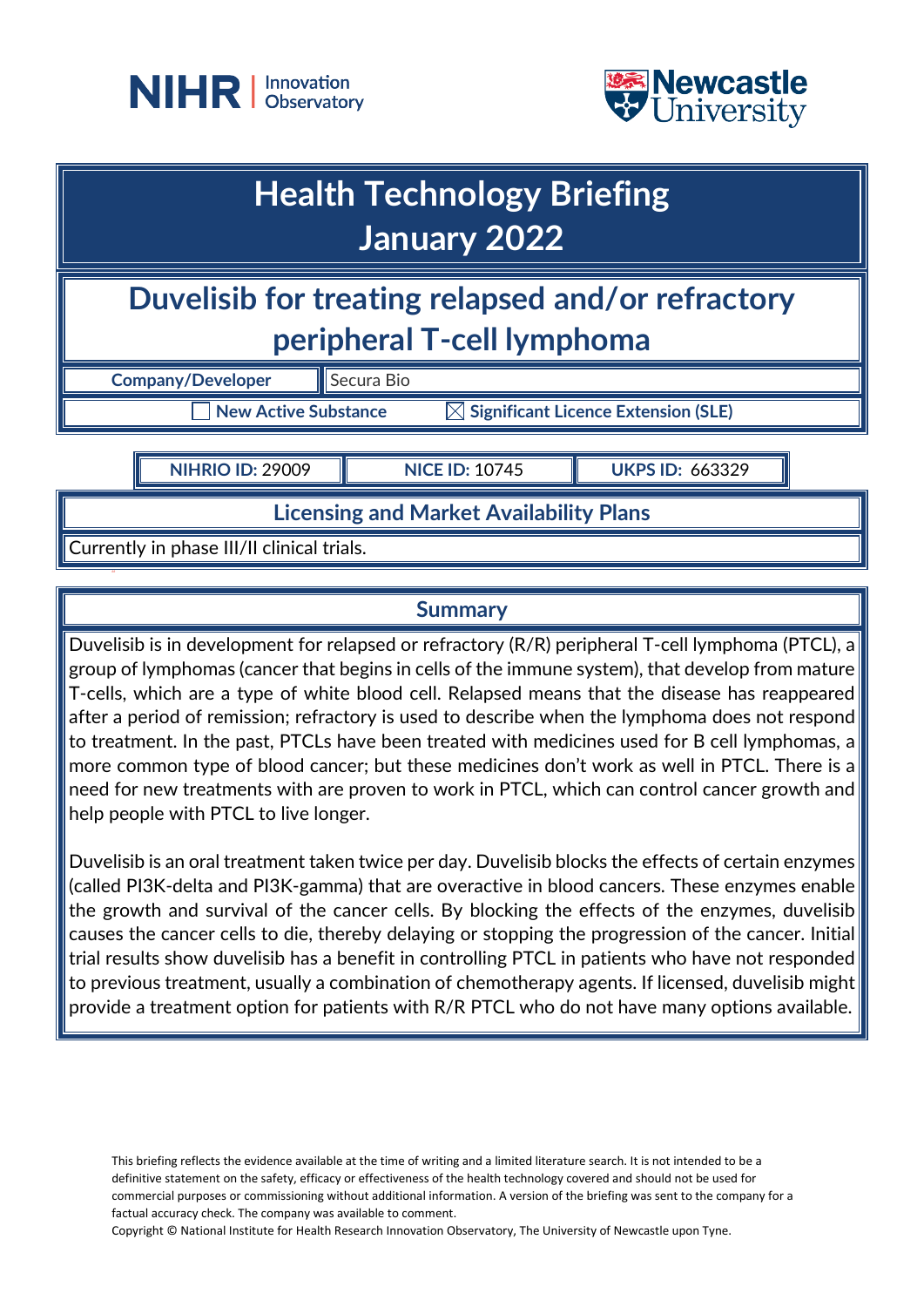# Health Technology Briefing
# January 2022

## Duvelisib for treating relapsed and/or refractory peripheral T-cell lymphoma

| **Company/Developer** | Secura Bio |
|---|---|

☐ **New Active Substance** ☒ **Significant Licence Extension (SLE)**

| **NIHRIO ID:** 29009 | **NICE ID:** 10745 | **UKPS ID:** 663329 |
|---|---|---|

### Licensing and Market Availability Plans

Currently in phase III/II clinical trials.

### Summary

Duvelisib is in development for relapsed or refractory (R/R) peripheral T-cell lymphoma (PTCL), a group of lymphomas (cancer that begins in cells of the immune system), that develop from mature T-cells, which are a type of white blood cell. Relapsed means that the disease has reappeared after a period of remission; refractory is used to describe when the lymphoma does not respond to treatment. In the past, PTCLs have been treated with medicines used for B cell lymphomas, a more common type of blood cancer; but these medicines don't work as well in PTCL. There is a need for new treatments with are proven to work in PTCL, which can control cancer growth and help people with PTCL to live longer.

Duvelisib is an oral treatment taken twice per day. Duvelisib blocks the effects of certain enzymes (called PI3K-delta and PI3K-gamma) that are overactive in blood cancers. These enzymes enable the growth and survival of the cancer cells. By blocking the effects of the enzymes, duvelisib causes the cancer cells to die, thereby delaying or stopping the progression of the cancer. Initial trial results show duvelisib has a benefit in controlling PTCL in patients who have not responded to previous treatment, usually a combination of chemotherapy agents. If licensed, duvelisib might provide a treatment option for patients with R/R PTCL who do not have many options available.

This briefing reflects the evidence available at the time of writing and a limited literature search. It is not intended to be a definitive statement on the safety, efficacy or effectiveness of the health technology covered and should not be used for commercial purposes or commissioning without additional information. A version of the briefing was sent to the company for a factual accuracy check. The company was available to comment.

Copyright © National Institute for Health Research Innovation Observatory, The University of Newcastle upon Tyne.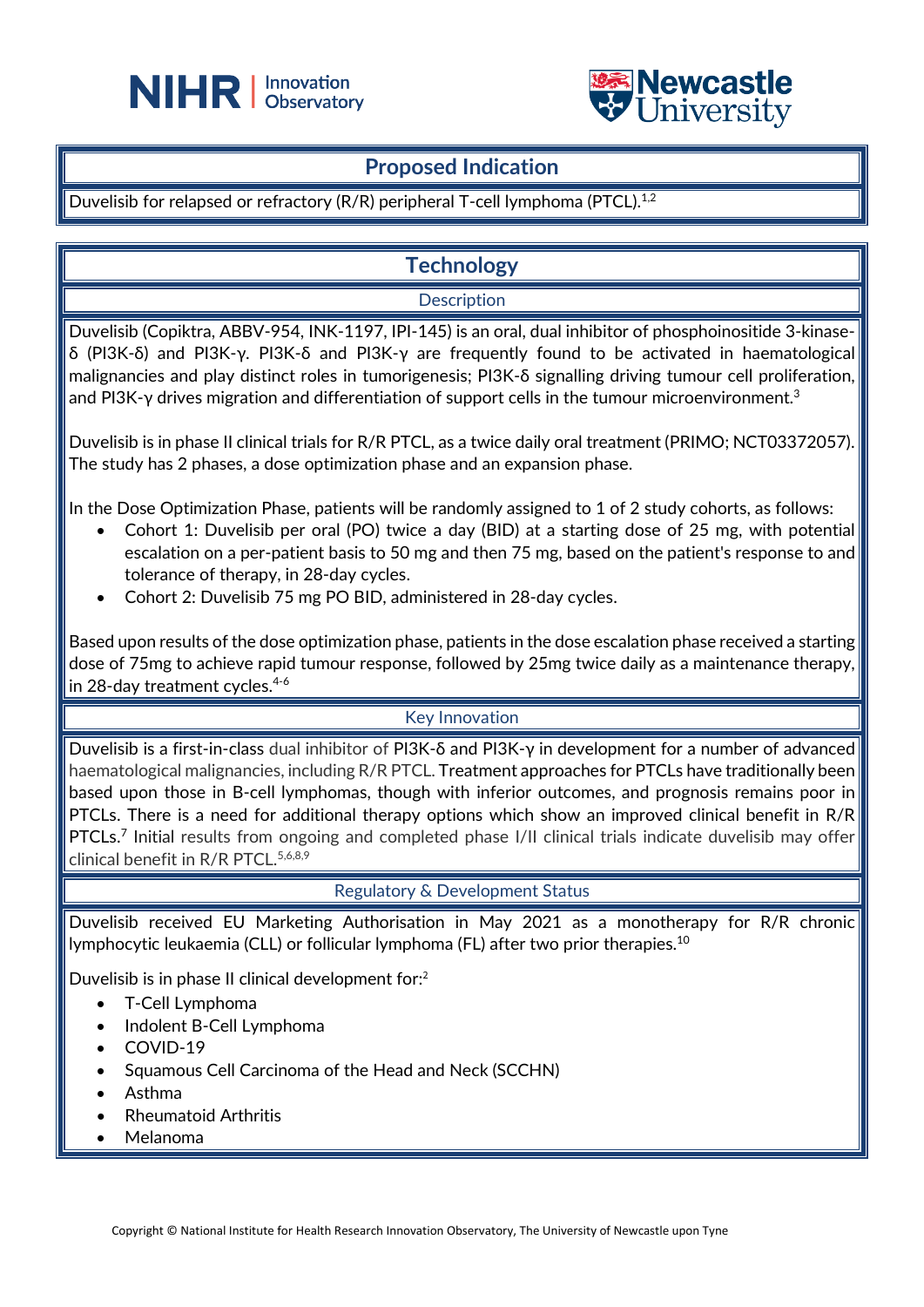## Proposed Indication

Duvelisib for relapsed or refractory (R/R) peripheral T-cell lymphoma (PTCL).[1,2]

## Technology

### Description

Duvelisib (Copiktra, ABBV-954, INK-1197, IPI-145) is an oral, dual inhibitor of phosphoinositide 3-kinase-δ (PI3K-δ) and PI3K-γ. PI3K-δ and PI3K-γ are frequently found to be activated in haematological malignancies and play distinct roles in tumorigenesis; PI3K-δ signalling driving tumour cell proliferation, and PI3K-γ drives migration and differentiation of support cells in the tumour microenvironment.[3]

Duvelisib is in phase II clinical trials for R/R PTCL, as a twice daily oral treatment (PRIMO; NCT03372057). The study has 2 phases, a dose optimization phase and an expansion phase.

In the Dose Optimization Phase, patients will be randomly assigned to 1 of 2 study cohorts, as follows:

- Cohort 1: Duvelisib per oral (PO) twice a day (BID) at a starting dose of 25 mg, with potential escalation on a per-patient basis to 50 mg and then 75 mg, based on the patient's response to and tolerance of therapy, in 28-day cycles.
- Cohort 2: Duvelisib 75 mg PO BID, administered in 28-day cycles.

Based upon results of the dose optimization phase, patients in the dose escalation phase received a starting dose of 75mg to achieve rapid tumour response, followed by 25mg twice daily as a maintenance therapy, in 28-day treatment cycles.[4-6]

### Key Innovation

Duvelisib is a first-in-class dual inhibitor of PI3K-δ and PI3K-γ in development for a number of advanced haematological malignancies, including R/R PTCL. Treatment approaches for PTCLs have traditionally been based upon those in B-cell lymphomas, though with inferior outcomes, and prognosis remains poor in PTCLs. There is a need for additional therapy options which show an improved clinical benefit in R/R PTCLs.[7] Initial results from ongoing and completed phase I/II clinical trials indicate duvelisib may offer clinical benefit in R/R PTCL.[5,6,8,9]

### Regulatory & Development Status

Duvelisib received EU Marketing Authorisation in May 2021 as a monotherapy for R/R chronic lymphocytic leukaemia (CLL) or follicular lymphoma (FL) after two prior therapies.[10]

Duvelisib is in phase II clinical development for:[2]

- T-Cell Lymphoma
- Indolent B-Cell Lymphoma
- COVID-19
- Squamous Cell Carcinoma of the Head and Neck (SCCHN)
- Asthma
- Rheumatoid Arthritis
- Melanoma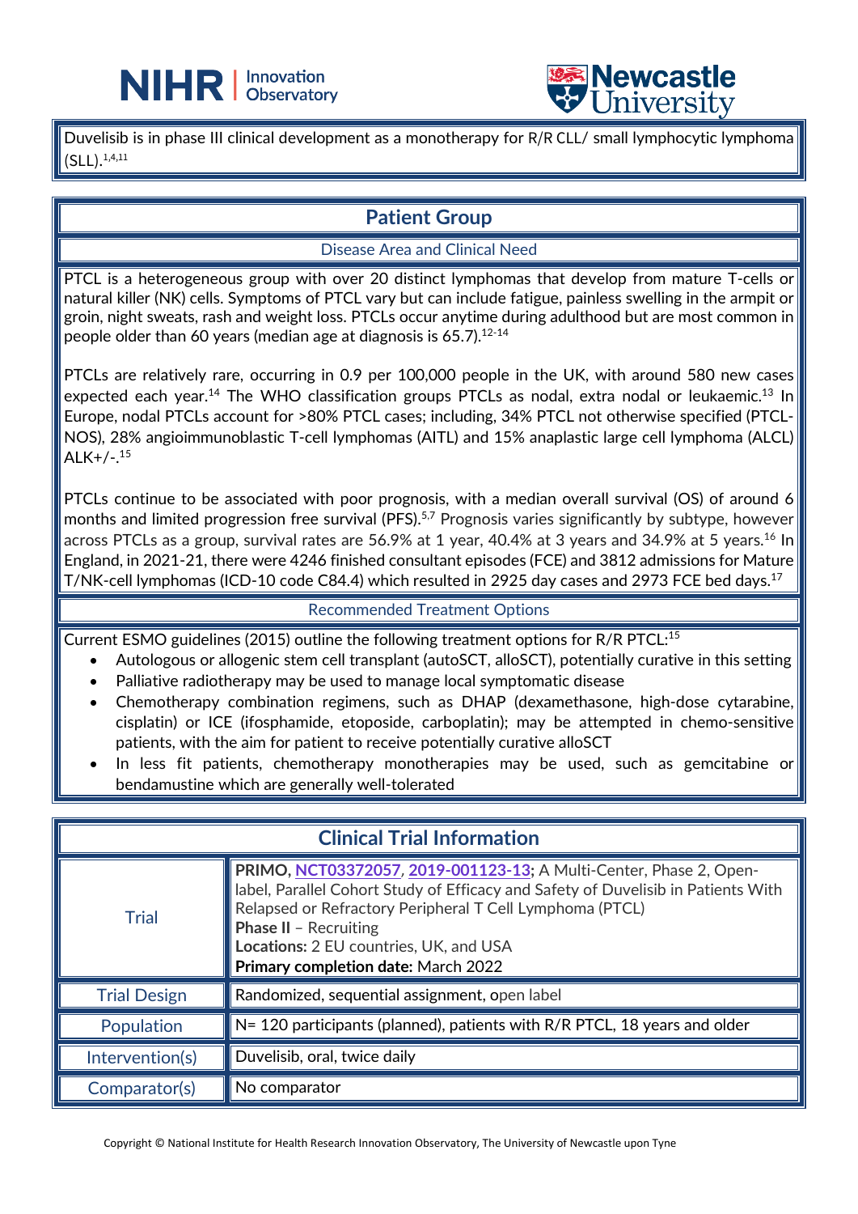Duvelisib is in phase III clinical development as a monotherapy for R/R CLL/ small lymphocytic lymphoma (SLL).[1,4,11]

## Patient Group

### Disease Area and Clinical Need

PTCL is a heterogeneous group with over 20 distinct lymphomas that develop from mature T-cells or natural killer (NK) cells. Symptoms of PTCL vary but can include fatigue, painless swelling in the armpit or groin, night sweats, rash and weight loss. PTCLs occur anytime during adulthood but are most common in people older than 60 years (median age at diagnosis is 65.7).[12-14]

PTCLs are relatively rare, occurring in 0.9 per 100,000 people in the UK, with around 580 new cases expected each year.[14] The WHO classification groups PTCLs as nodal, extra nodal or leukaemic.[13] In Europe, nodal PTCLs account for >80% PTCL cases; including, 34% PTCL not otherwise specified (PTCL-NOS), 28% angioimmunoblastic T-cell lymphomas (AITL) and 15% anaplastic large cell lymphoma (ALCL) ALK+/-.[15]

PTCLs continue to be associated with poor prognosis, with a median overall survival (OS) of around 6 months and limited progression free survival (PFS).[5,7] Prognosis varies significantly by subtype, however across PTCLs as a group, survival rates are 56.9% at 1 year, 40.4% at 3 years and 34.9% at 5 years.[16] In England, in 2021-21, there were 4246 finished consultant episodes (FCE) and 3812 admissions for Mature T/NK-cell lymphomas (ICD-10 code C84.4) which resulted in 2925 day cases and 2973 FCE bed days.[17]

### Recommended Treatment Options

Current ESMO guidelines (2015) outline the following treatment options for R/R PTCL:[15]

- Autologous or allogenic stem cell transplant (autoSCT, alloSCT), potentially curative in this setting
- Palliative radiotherapy may be used to manage local symptomatic disease
- Chemotherapy combination regimens, such as DHAP (dexamethasone, high-dose cytarabine, cisplatin) or ICE (ifosphamide, etoposide, carboplatin); may be attempted in chemo-sensitive patients, with the aim for patient to receive potentially curative alloSCT
- In less fit patients, chemotherapy monotherapies may be used, such as gemcitabine or bendamustine which are generally well-tolerated

## Clinical Trial Information

| | |
|---|---|
| Trial | **PRIMO**, NCT03372057, 2019-001123-13**;** A Multi-Center, Phase 2, Open-label, Parallel Cohort Study of Efficacy and Safety of Duvelisib in Patients With Relapsed or Refractory Peripheral T Cell Lymphoma (PTCL)<br>**Phase II** – Recruiting<br>**Locations:** 2 EU countries, UK, and USA<br>**Primary completion date:** March 2022 |
| Trial Design | Randomized, sequential assignment, open label |
| Population | N= 120 participants (planned), patients with R/R PTCL, 18 years and older |
| Intervention(s) | Duvelisib, oral, twice daily |
| Comparator(s) | No comparator |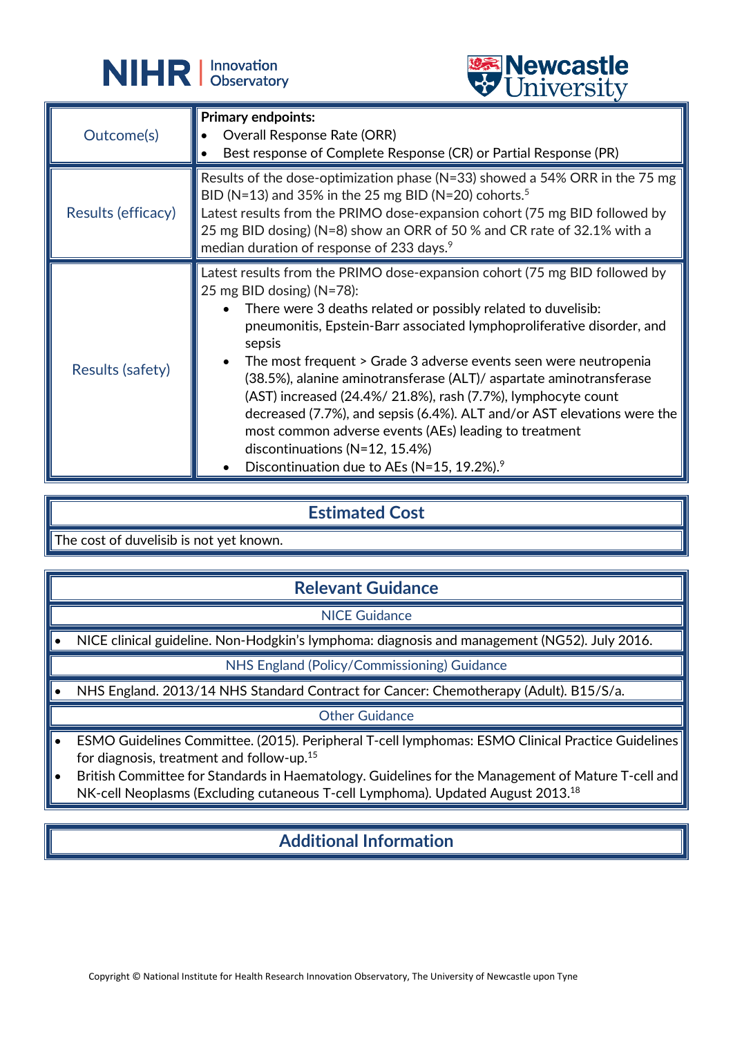| | |
|---|---|
| Outcome(s) | **Primary endpoints:**<br>• Overall Response Rate (ORR)<br>• Best response of Complete Response (CR) or Partial Response (PR) |
| Results (efficacy) | Results of the dose-optimization phase (N=33) showed a 54% ORR in the 75 mg BID (N=13) and 35% in the 25 mg BID (N=20) cohorts.[5]<br>Latest results from the PRIMO dose-expansion cohort (75 mg BID followed by 25 mg BID dosing) (N=8) show an ORR of 50 % and CR rate of 32.1% with a median duration of response of 233 days.[9] |
| Results (safety) | Latest results from the PRIMO dose-expansion cohort (75 mg BID followed by 25 mg BID dosing) (N=78):<br>• There were 3 deaths related or possibly related to duvelisib: pneumonitis, Epstein-Barr associated lymphoproliferative disorder, and sepsis<br>• The most frequent > Grade 3 adverse events seen were neutropenia (38.5%), alanine aminotransferase (ALT)/ aspartate aminotransferase (AST) increased (24.4%/ 21.8%), rash (7.7%), lymphocyte count decreased (7.7%), and sepsis (6.4%). ALT and/or AST elevations were the most common adverse events (AEs) leading to treatment discontinuations (N=12, 15.4%)<br>• Discontinuation due to AEs (N=15, 19.2%).[9] |

## Estimated Cost

The cost of duvelisib is not yet known.

## Relevant Guidance

### NICE Guidance

- NICE clinical guideline. Non-Hodgkin's lymphoma: diagnosis and management (NG52). July 2016.

### NHS England (Policy/Commissioning) Guidance

- NHS England. 2013/14 NHS Standard Contract for Cancer: Chemotherapy (Adult). B15/S/a.

### Other Guidance

- ESMO Guidelines Committee. (2015). Peripheral T-cell lymphomas: ESMO Clinical Practice Guidelines for diagnosis, treatment and follow-up.[15]
- British Committee for Standards in Haematology. Guidelines for the Management of Mature T-cell and NK-cell Neoplasms (Excluding cutaneous T-cell Lymphoma). Updated August 2013.[18]

## Additional Information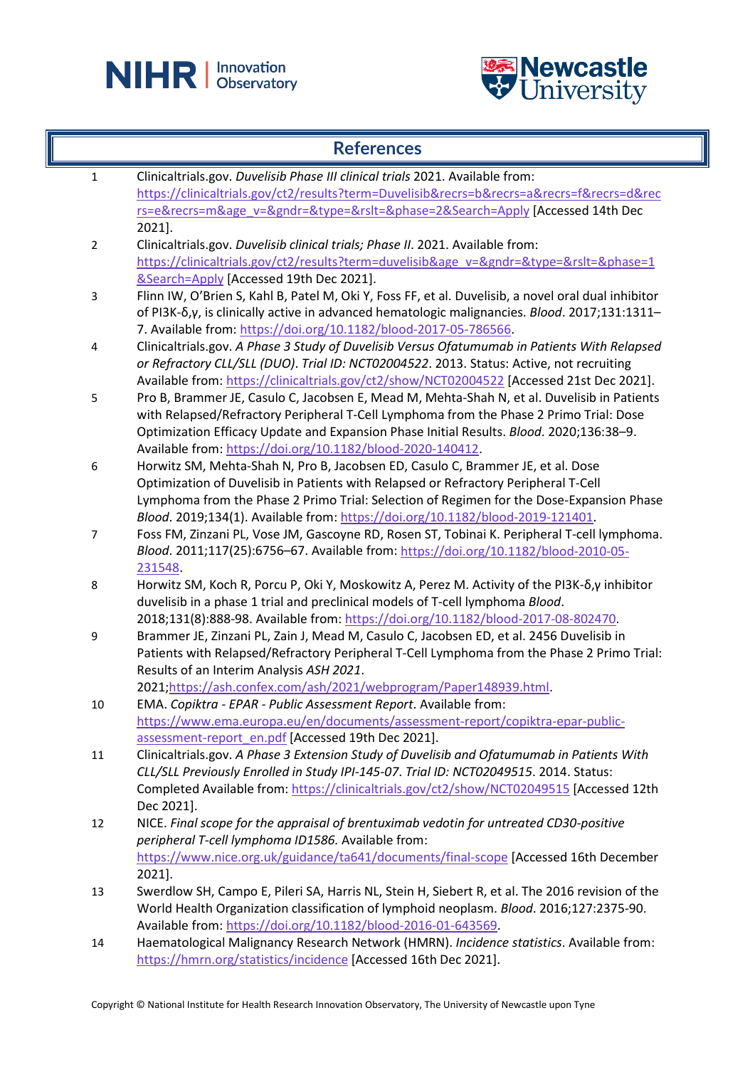## References

1. Clinicaltrials.gov. *Duvelisib Phase III clinical trials* 2021. Available from: https://clinicaltrials.gov/ct2/results?term=Duvelisib&recrs=b&recrs=a&recrs=f&recrs=d&recrs=e&recrs=m&age_v=&gndr=&type=&rslt=&phase=2&Search=Apply [Accessed 14th Dec 2021].
2. Clinicaltrials.gov. *Duvelisib clinical trials; Phase II*. 2021. Available from: https://clinicaltrials.gov/ct2/results?term=duvelisib&age_v=&gndr=&type=&rslt=&phase=1&Search=Apply [Accessed 19th Dec 2021].
3. Flinn IW, O'Brien S, Kahl B, Patel M, Oki Y, Foss FF, et al. Duvelisib, a novel oral dual inhibitor of PI3K-δ,γ, is clinically active in advanced hematologic malignancies. *Blood*. 2017;131:1311–7. Available from: https://doi.org/10.1182/blood-2017-05-786566.
4. Clinicaltrials.gov. *A Phase 3 Study of Duvelisib Versus Ofatumumab in Patients With Relapsed or Refractory CLL/SLL (DUO). Trial ID: NCT02004522*. 2013. Status: Active, not recruiting Available from: https://clinicaltrials.gov/ct2/show/NCT02004522 [Accessed 21st Dec 2021].
5. Pro B, Brammer JE, Casulo C, Jacobsen E, Mead M, Mehta-Shah N, et al. Duvelisib in Patients with Relapsed/Refractory Peripheral T-Cell Lymphoma from the Phase 2 Primo Trial: Dose Optimization Efficacy Update and Expansion Phase Initial Results. *Blood*. 2020;136:38–9. Available from: https://doi.org/10.1182/blood-2020-140412.
6. Horwitz SM, Mehta-Shah N, Pro B, Jacobsen ED, Casulo C, Brammer JE, et al. Dose Optimization of Duvelisib in Patients with Relapsed or Refractory Peripheral T-Cell Lymphoma from the Phase 2 Primo Trial: Selection of Regimen for the Dose-Expansion Phase *Blood*. 2019;134(1). Available from: https://doi.org/10.1182/blood-2019-121401.
7. Foss FM, Zinzani PL, Vose JM, Gascoyne RD, Rosen ST, Tobinai K. Peripheral T-cell lymphoma. *Blood*. 2011;117(25):6756–67. Available from: https://doi.org/10.1182/blood-2010-05-231548.
8. Horwitz SM, Koch R, Porcu P, Oki Y, Moskowitz A, Perez M. Activity of the PI3K-δ,γ inhibitor duvelisib in a phase 1 trial and preclinical models of T-cell lymphoma *Blood*. 2018;131(8):888-98. Available from: https://doi.org/10.1182/blood-2017-08-802470.
9. Brammer JE, Zinzani PL, Zain J, Mead M, Casulo C, Jacobsen ED, et al. 2456 Duvelisib in Patients with Relapsed/Refractory Peripheral T-Cell Lymphoma from the Phase 2 Primo Trial: Results of an Interim Analysis *ASH 2021*. 2021;https://ash.confex.com/ash/2021/webprogram/Paper148939.html.
10. EMA. *Copiktra - EPAR - Public Assessment Report*. Available from: https://www.ema.europa.eu/en/documents/assessment-report/copiktra-epar-public-assessment-report_en.pdf [Accessed 19th Dec 2021].
11. Clinicaltrials.gov. *A Phase 3 Extension Study of Duvelisib and Ofatumumab in Patients With CLL/SLL Previously Enrolled in Study IPI-145-07. Trial ID: NCT02049515*. 2014. Status: Completed Available from: https://clinicaltrials.gov/ct2/show/NCT02049515 [Accessed 12th Dec 2021].
12. NICE. *Final scope for the appraisal of brentuximab vedotin for untreated CD30-positive peripheral T-cell lymphoma ID1586.* Available from: https://www.nice.org.uk/guidance/ta641/documents/final-scope [Accessed 16th December 2021].
13. Swerdlow SH, Campo E, Pileri SA, Harris NL, Stein H, Siebert R, et al. The 2016 revision of the World Health Organization classification of lymphoid neoplasm. *Blood*. 2016;127:2375-90. Available from: https://doi.org/10.1182/blood-2016-01-643569.
14. Haematological Malignancy Research Network (HMRN). *Incidence statistics*. Available from: https://hmrn.org/statistics/incidence [Accessed 16th Dec 2021].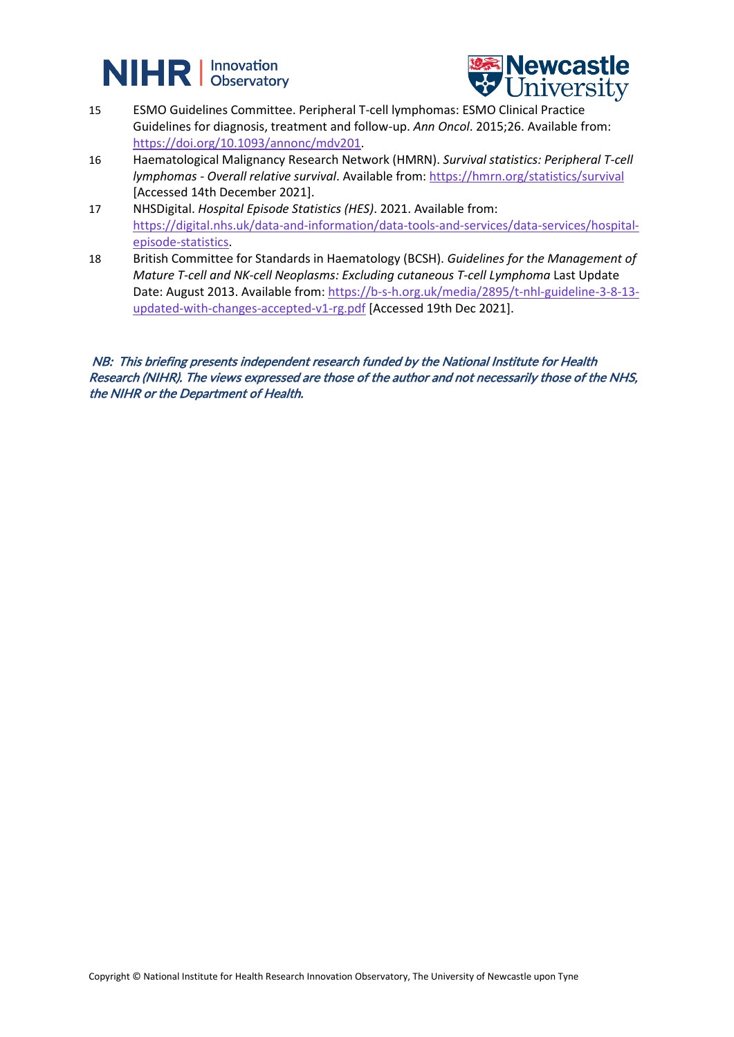15. ESMO Guidelines Committee. Peripheral T-cell lymphomas: ESMO Clinical Practice Guidelines for diagnosis, treatment and follow-up. *Ann Oncol*. 2015;26. Available from: https://doi.org/10.1093/annonc/mdv201.
16. Haematological Malignancy Research Network (HMRN). *Survival statistics: Peripheral T-cell lymphomas - Overall relative survival*. Available from: https://hmrn.org/statistics/survival [Accessed 14th December 2021].
17. NHSDigital. *Hospital Episode Statistics (HES)*. 2021. Available from: https://digital.nhs.uk/data-and-information/data-tools-and-services/data-services/hospital-episode-statistics.
18. British Committee for Standards in Haematology (BCSH). *Guidelines for the Management of Mature T-cell and NK-cell Neoplasms: Excluding cutaneous T-cell Lymphoma* Last Update Date: August 2013. Available from: https://b-s-h.org.uk/media/2895/t-nhl-guideline-3-8-13-updated-with-changes-accepted-v1-rg.pdf [Accessed 19th Dec 2021].

***NB: This briefing presents independent research funded by the National Institute for Health Research (NIHR). The views expressed are those of the author and not necessarily those of the NHS, the NIHR or the Department of Health.***

Copyright © National Institute for Health Research Innovation Observatory, The University of Newcastle upon Tyne